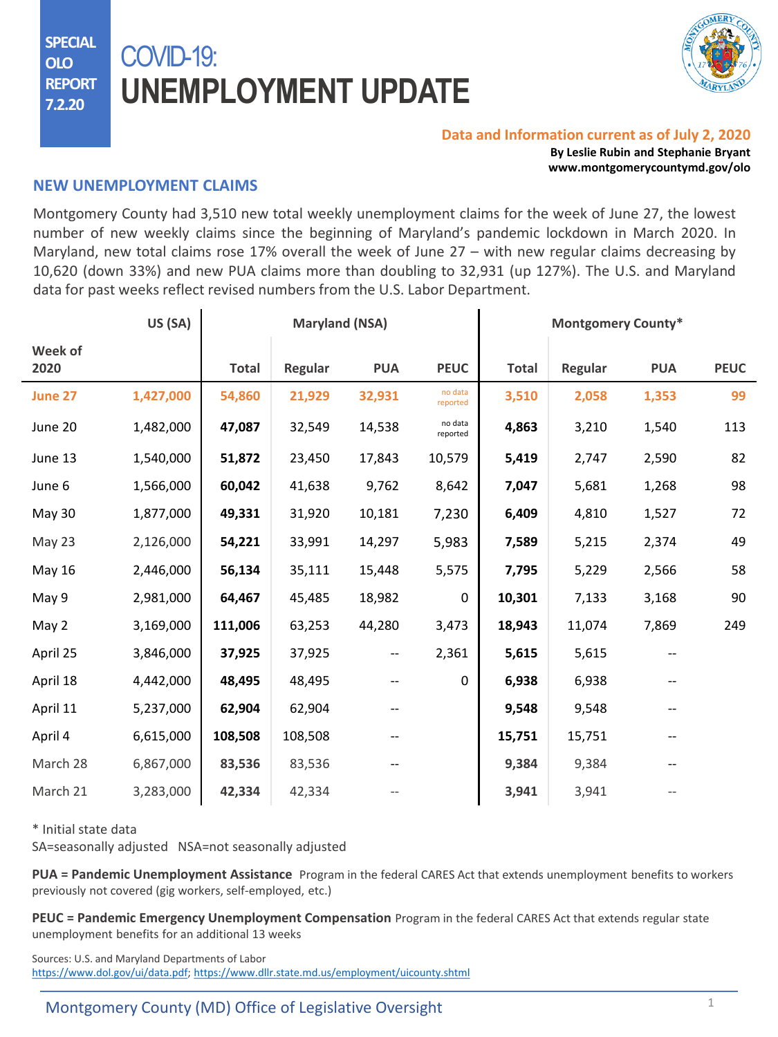SPECIAL OLO REPORT 7.2.20

# COVID-19: UNEMPLOYMENT UPDATE

**Data and Information current as of July 2, 2020**

**By Leslie Rubin and Stephanie Bryant**
**www.montgomerycountymd.gov/olo**

## NEW UNEMPLOYMENT CLAIMS

Montgomery County had 3,510 new total weekly unemployment claims for the week of June 27, the lowest number of new weekly claims since the beginning of Maryland's pandemic lockdown in March 2020. In Maryland, new total claims rose 17% overall the week of June 27 – with new regular claims decreasing by 10,620 (down 33%) and new PUA claims more than doubling to 32,931 (up 127%). The U.S. and Maryland data for past weeks reflect revised numbers from the U.S. Labor Department.

| | US (SA) | Maryland (NSA) | | | | Montgomery County* | | | |
|---|---|---|---|---|---|---|---|---|---|
| Week of 2020 | | Total | Regular | PUA | PEUC | Total | Regular | PUA | PEUC |
| June 27 | 1,427,000 | 54,860 | 21,929 | 32,931 | no data reported | 3,510 | 2,058 | 1,353 | 99 |
| June 20 | 1,482,000 | 47,087 | 32,549 | 14,538 | no data reported | 4,863 | 3,210 | 1,540 | 113 |
| June 13 | 1,540,000 | 51,872 | 23,450 | 17,843 | 10,579 | 5,419 | 2,747 | 2,590 | 82 |
| June 6 | 1,566,000 | 60,042 | 41,638 | 9,762 | 8,642 | 7,047 | 5,681 | 1,268 | 98 |
| May 30 | 1,877,000 | 49,331 | 31,920 | 10,181 | 7,230 | 6,409 | 4,810 | 1,527 | 72 |
| May 23 | 2,126,000 | 54,221 | 33,991 | 14,297 | 5,983 | 7,589 | 5,215 | 2,374 | 49 |
| May 16 | 2,446,000 | 56,134 | 35,111 | 15,448 | 5,575 | 7,795 | 5,229 | 2,566 | 58 |
| May 9 | 2,981,000 | 64,467 | 45,485 | 18,982 | 0 | 10,301 | 7,133 | 3,168 | 90 |
| May 2 | 3,169,000 | 111,006 | 63,253 | 44,280 | 3,473 | 18,943 | 11,074 | 7,869 | 249 |
| April 25 | 3,846,000 | 37,925 | 37,925 | -- | 2,361 | 5,615 | 5,615 | -- | |
| April 18 | 4,442,000 | 48,495 | 48,495 | -- | 0 | 6,938 | 6,938 | -- | |
| April 11 | 5,237,000 | 62,904 | 62,904 | -- | | 9,548 | 9,548 | -- | |
| April 4 | 6,615,000 | 108,508 | 108,508 | -- | | 15,751 | 15,751 | -- | |
| March 28 | 6,867,000 | 83,536 | 83,536 | -- | | 9,384 | 9,384 | -- | |
| March 21 | 3,283,000 | 42,334 | 42,334 | -- | | 3,941 | 3,941 | -- | |

\* Initial state data
SA=seasonally adjusted NSA=not seasonally adjusted

**PUA = Pandemic Unemployment Assistance** Program in the federal CARES Act that extends unemployment benefits to workers previously not covered (gig workers, self-employed, etc.)

**PEUC = Pandemic Emergency Unemployment Compensation** Program in the federal CARES Act that extends regular state unemployment benefits for an additional 13 weeks

Sources: U.S. and Maryland Departments of Labor
https://www.dol.gov/ui/data.pdf; https://www.dllr.state.md.us/employment/uicounty.shtml

Montgomery County (MD) Office of Legislative Oversight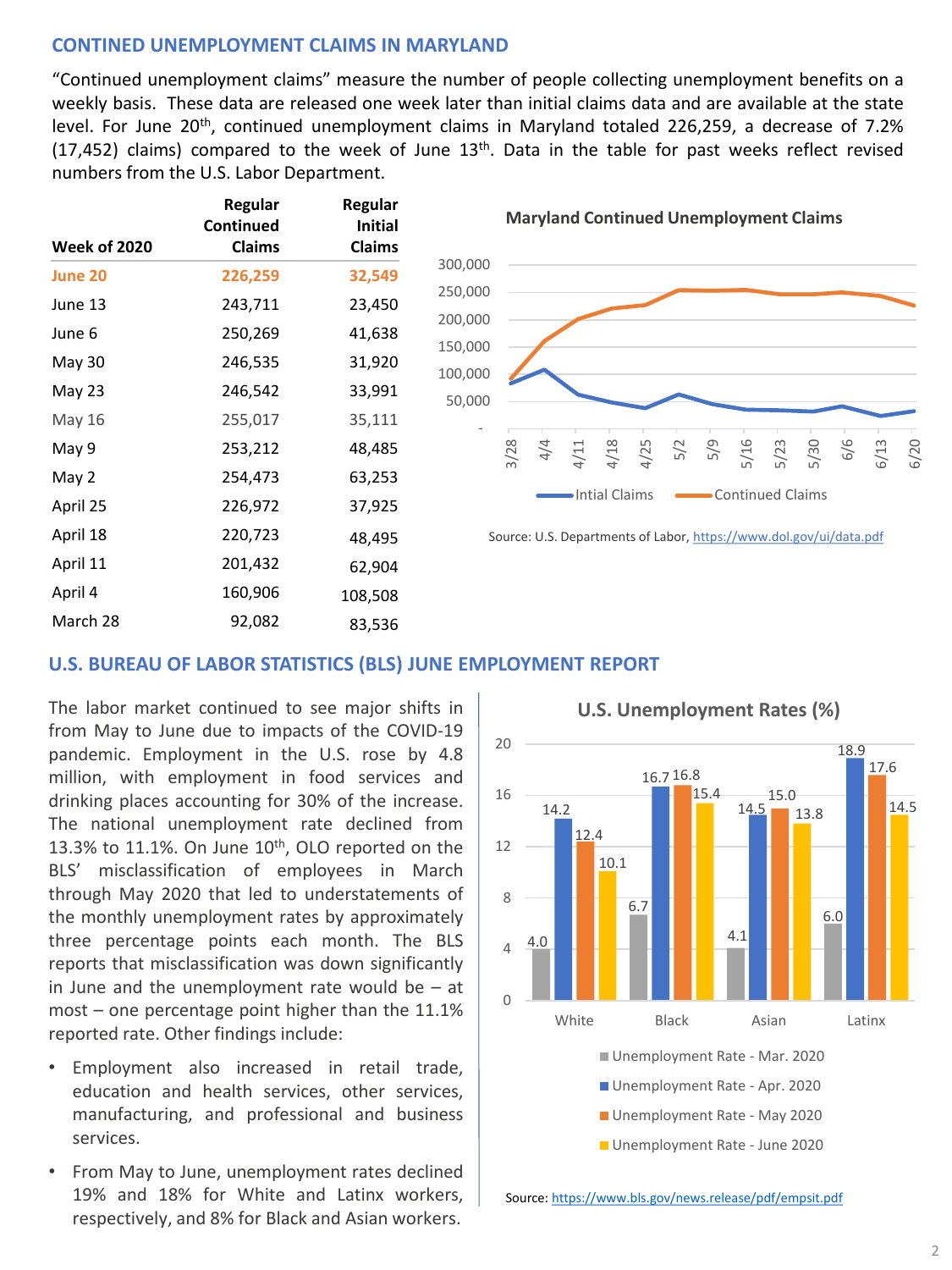## CONTINED UNEMPLOYMENT CLAIMS IN MARYLAND

"Continued unemployment claims" measure the number of people collecting unemployment benefits on a weekly basis. These data are released one week later than initial claims data and are available at the state level. For June 20th, continued unemployment claims in Maryland totaled 226,259, a decrease of 7.2% (17,452) claims) compared to the week of June 13th. Data in the table for past weeks reflect revised numbers from the U.S. Labor Department.

| Week of 2020 | Regular Continued Claims | Regular Initial Claims |
|---|---|---|
| June 20 | 226,259 | 32,549 |
| June 13 | 243,711 | 23,450 |
| June 6 | 250,269 | 41,638 |
| May 30 | 246,535 | 31,920 |
| May 23 | 246,542 | 33,991 |
| May 16 | 255,017 | 35,111 |
| May 9 | 253,212 | 48,485 |
| May 2 | 254,473 | 63,253 |
| April 25 | 226,972 | 37,925 |
| April 18 | 220,723 | 48,495 |
| April 11 | 201,432 | 62,904 |
| April 4 | 160,906 | 108,508 |
| March 28 | 92,082 | 83,536 |

**Maryland Continued Unemployment Claims**

Source: U.S. Departments of Labor, https://www.dol.gov/ui/data.pdf

## U.S. BUREAU OF LABOR STATISTICS (BLS) JUNE EMPLOYMENT REPORT

The labor market continued to see major shifts in from May to June due to impacts of the COVID-19 pandemic. Employment in the U.S. rose by 4.8 million, with employment in food services and drinking places accounting for 30% of the increase. The national unemployment rate declined from 13.3% to 11.1%. On June 10th, OLO reported on the BLS' misclassification of employees in March through May 2020 that led to understatements of the monthly unemployment rates by approximately three percentage points each month. The BLS reports that misclassification was down significantly in June and the unemployment rate would be – at most – one percentage point higher than the 11.1% reported rate. Other findings include:

- Employment also increased in retail trade, education and health services, other services, manufacturing, and professional and business services.
- From May to June, unemployment rates declined 19% and 18% for White and Latinx workers, respectively, and 8% for Black and Asian workers.

**U.S. Unemployment Rates (%)**

| | Mar. 2020 | Apr. 2020 | May 2020 | June 2020 |
|---|---|---|---|---|
| White | 4.0 | 14.2 | 12.4 | 10.1 |
| Black | 6.7 | 16.7 | 16.8 | 15.4 |
| Asian | 4.1 | 14.5 | 15.0 | 13.8 |
| Latinx | 6.0 | 18.9 | 17.6 | 14.5 |

Source: https://www.bls.gov/news.release/pdf/empsit.pdf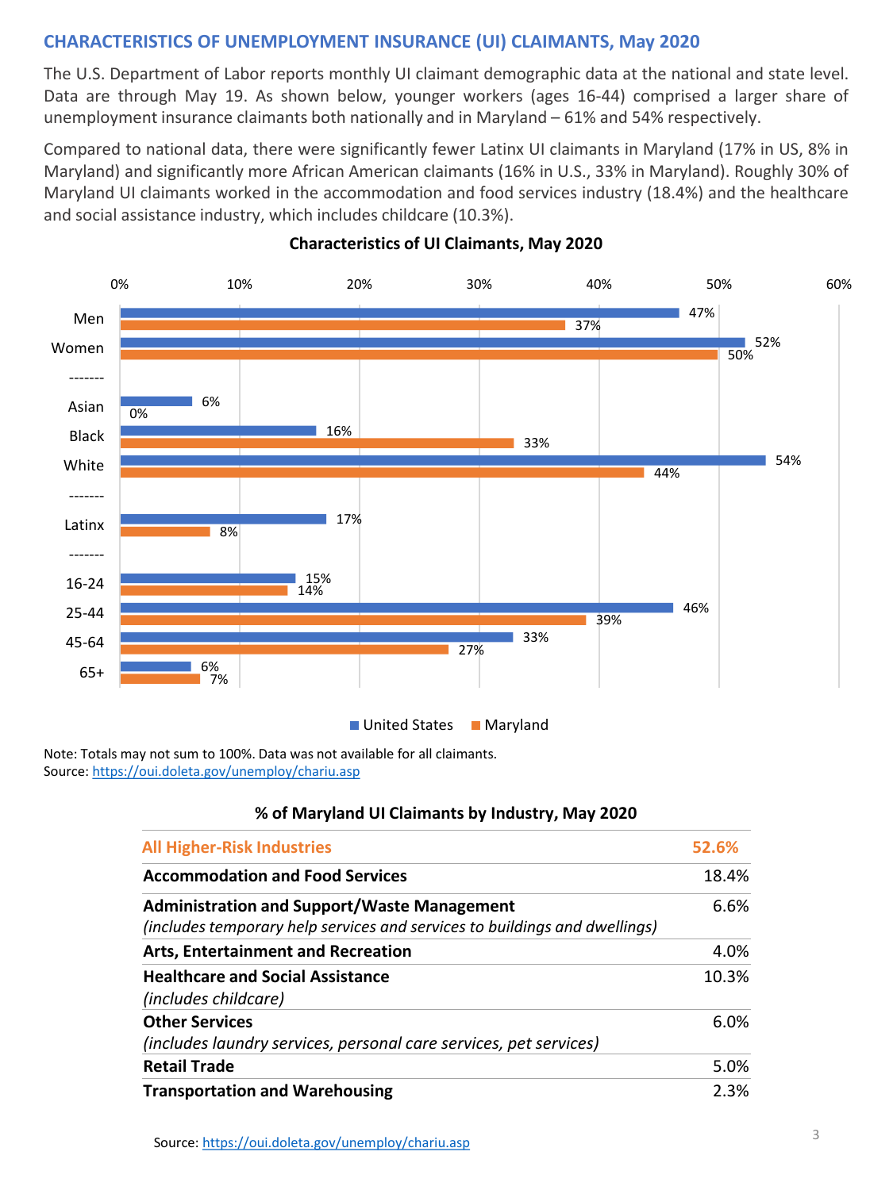## CHARACTERISTICS OF UNEMPLOYMENT INSURANCE (UI) CLAIMANTS, May 2020

The U.S. Department of Labor reports monthly UI claimant demographic data at the national and state level. Data are through May 19. As shown below, younger workers (ages 16-44) comprised a larger share of unemployment insurance claimants both nationally and in Maryland – 61% and 54% respectively.

Compared to national data, there were significantly fewer Latinx UI claimants in Maryland (17% in US, 8% in Maryland) and significantly more African American claimants (16% in U.S., 33% in Maryland). Roughly 30% of Maryland UI claimants worked in the accommodation and food services industry (18.4%) and the healthcare and social assistance industry, which includes childcare (10.3%).

**Characteristics of UI Claimants, May 2020**

0% 10% 20% 30% 40% 50% 60%

Men 47% 37%

Women 52% 50%

-------

Asian 6% 0%

Black 16% 33%

White 54% 44%

-------

Latinx 17% 8%

-------

16-24 15% 14%

25-44 46% 39%

45-64 33% 27%

65+ 6% 7%

United States Maryland

Note: Totals may not sum to 100%. Data was not available for all claimants.
Source: https://oui.doleta.gov/unemploy/chariu.asp

**% of Maryland UI Claimants by Industry, May 2020**

| | |
|---|---|
| **All Higher-Risk Industries** | **52.6%** |
| **Accommodation and Food Services** | 18.4% |
| **Administration and Support/Waste Management** *(includes temporary help services and services to buildings and dwellings)* | 6.6% |
| **Arts, Entertainment and Recreation** | 4.0% |
| **Healthcare and Social Assistance** *(includes childcare)* | 10.3% |
| **Other Services** *(includes laundry services, personal care services, pet services)* | 6.0% |
| **Retail Trade** | 5.0% |
| **Transportation and Warehousing** | 2.3% |

Source: https://oui.doleta.gov/unemploy/chariu.asp